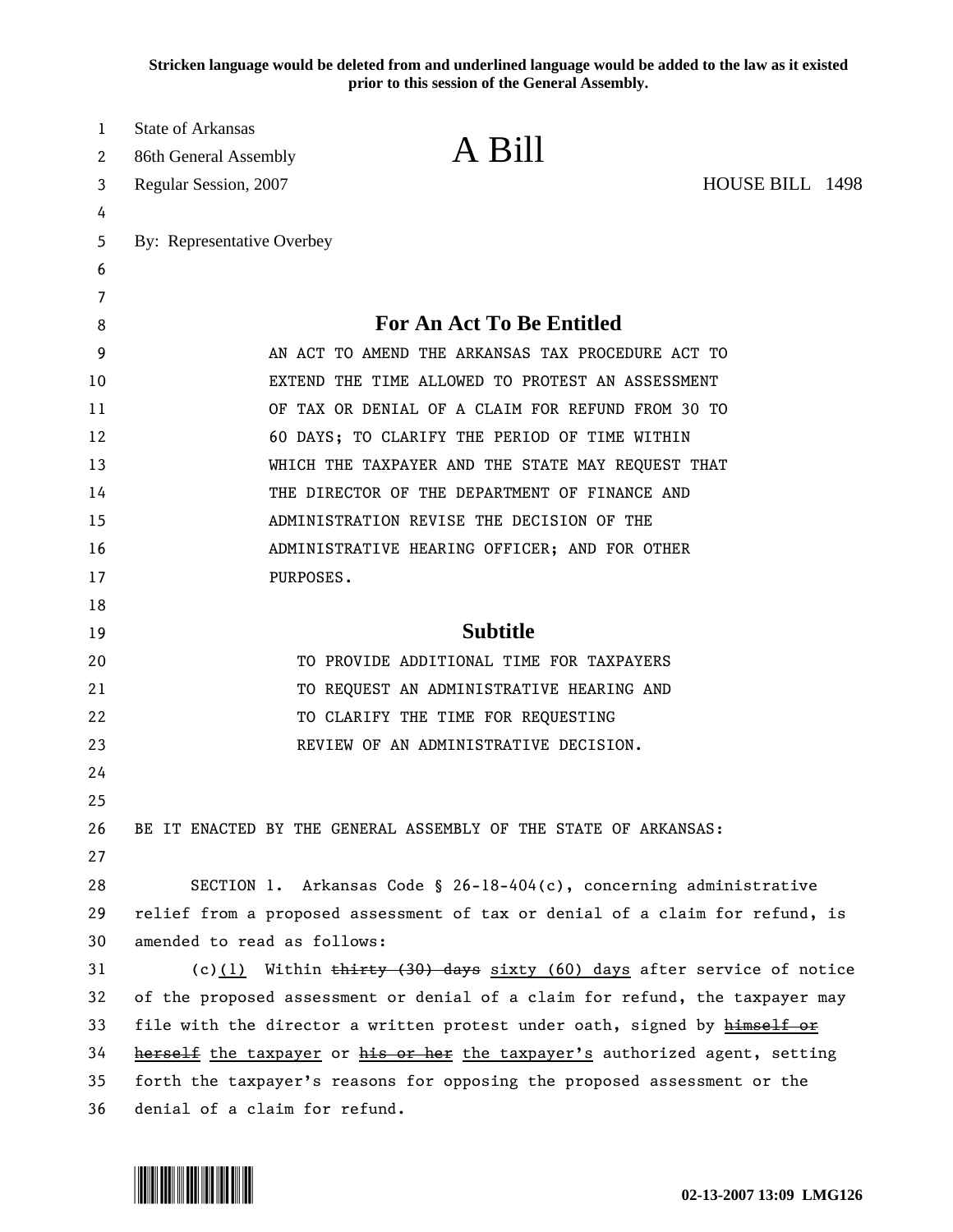**Stricken language would be deleted from and underlined language would be added to the law as it existed prior to this session of the General Assembly.**

State of Arkansas
86th General Assembly
Regular Session, 2007

# A Bill

HOUSE BILL 1498

By: Representative Overbey

## For An Act To Be Entitled

AN ACT TO AMEND THE ARKANSAS TAX PROCEDURE ACT TO EXTEND THE TIME ALLOWED TO PROTEST AN ASSESSMENT OF TAX OR DENIAL OF A CLAIM FOR REFUND FROM 30 TO 60 DAYS; TO CLARIFY THE PERIOD OF TIME WITHIN WHICH THE TAXPAYER AND THE STATE MAY REQUEST THAT THE DIRECTOR OF THE DEPARTMENT OF FINANCE AND ADMINISTRATION REVISE THE DECISION OF THE ADMINISTRATIVE HEARING OFFICER; AND FOR OTHER PURPOSES.

## Subtitle

TO PROVIDE ADDITIONAL TIME FOR TAXPAYERS TO REQUEST AN ADMINISTRATIVE HEARING AND TO CLARIFY THE TIME FOR REQUESTING REVIEW OF AN ADMINISTRATIVE DECISION.

BE IT ENACTED BY THE GENERAL ASSEMBLY OF THE STATE OF ARKANSAS:

SECTION 1. Arkansas Code § 26-18-404(c), concerning administrative relief from a proposed assessment of tax or denial of a claim for refund, is amended to read as follows:

(c)<u>(1)</u> Within ~~thirty (30) days~~ <u>sixty (60) days</u> after service of notice of the proposed assessment or denial of a claim for refund, the taxpayer may file with the director a written protest under oath, signed by ~~himself or herself~~ <u>the taxpayer</u> or ~~his or her~~ <u>the taxpayer's</u> authorized agent, setting forth the taxpayer's reasons for opposing the proposed assessment or the denial of a claim for refund.

02-13-2007 13:09 LMG126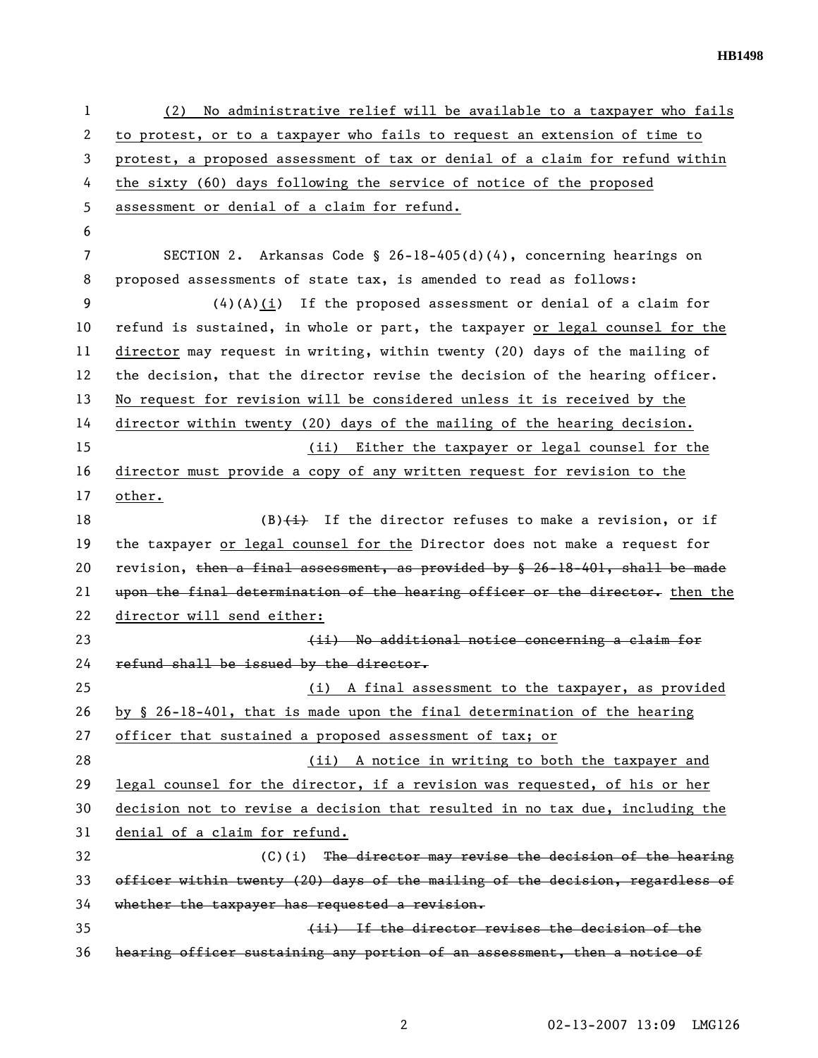<u>(2) No administrative relief will be available to a taxpayer who fails to protest, or to a taxpayer who fails to request an extension of time to protest, a proposed assessment of tax or denial of a claim for refund within the sixty (60) days following the service of notice of the proposed assessment or denial of a claim for refund.</u>

SECTION 2. Arkansas Code § 26-18-405(d)(4), concerning hearings on proposed assessments of state tax, is amended to read as follows:

(4)(A)<u>(i)</u> If the proposed assessment or denial of a claim for refund is sustained, in whole or part, the taxpayer <u>or legal counsel for the director</u> may request in writing, within twenty (20) days of the mailing of the decision, that the director revise the decision of the hearing officer. <u>No request for revision will be considered unless it is received by the director within twenty (20) days of the mailing of the hearing decision.</u>

<u>(ii) Either the taxpayer or legal counsel for the director must provide a copy of any written request for revision to the other.</u>

(B)~~(i)~~ If the director refuses to make a revision, or if the taxpayer <u>or legal counsel for the</u> Director does not make a request for revision, ~~then a final assessment, as provided by § 26-18-401, shall be made upon the final determination of the hearing officer or the director.~~ <u>then the director will send either:</u>

~~(ii) No additional notice concerning a claim for refund shall be issued by the director.~~

<u>(i) A final assessment to the taxpayer, as provided by § 26-18-401, that is made upon the final determination of the hearing officer that sustained a proposed assessment of tax; or</u>

<u>(ii) A notice in writing to both the taxpayer and legal counsel for the director, if a revision was requested, of his or her decision not to revise a decision that resulted in no tax due, including the denial of a claim for refund.</u>

(C)(i) ~~The director may revise the decision of the hearing officer within twenty (20) days of the mailing of the decision, regardless of whether the taxpayer has requested a revision.~~

~~(ii) If the director revises the decision of the hearing officer sustaining any portion of an assessment, then a notice of~~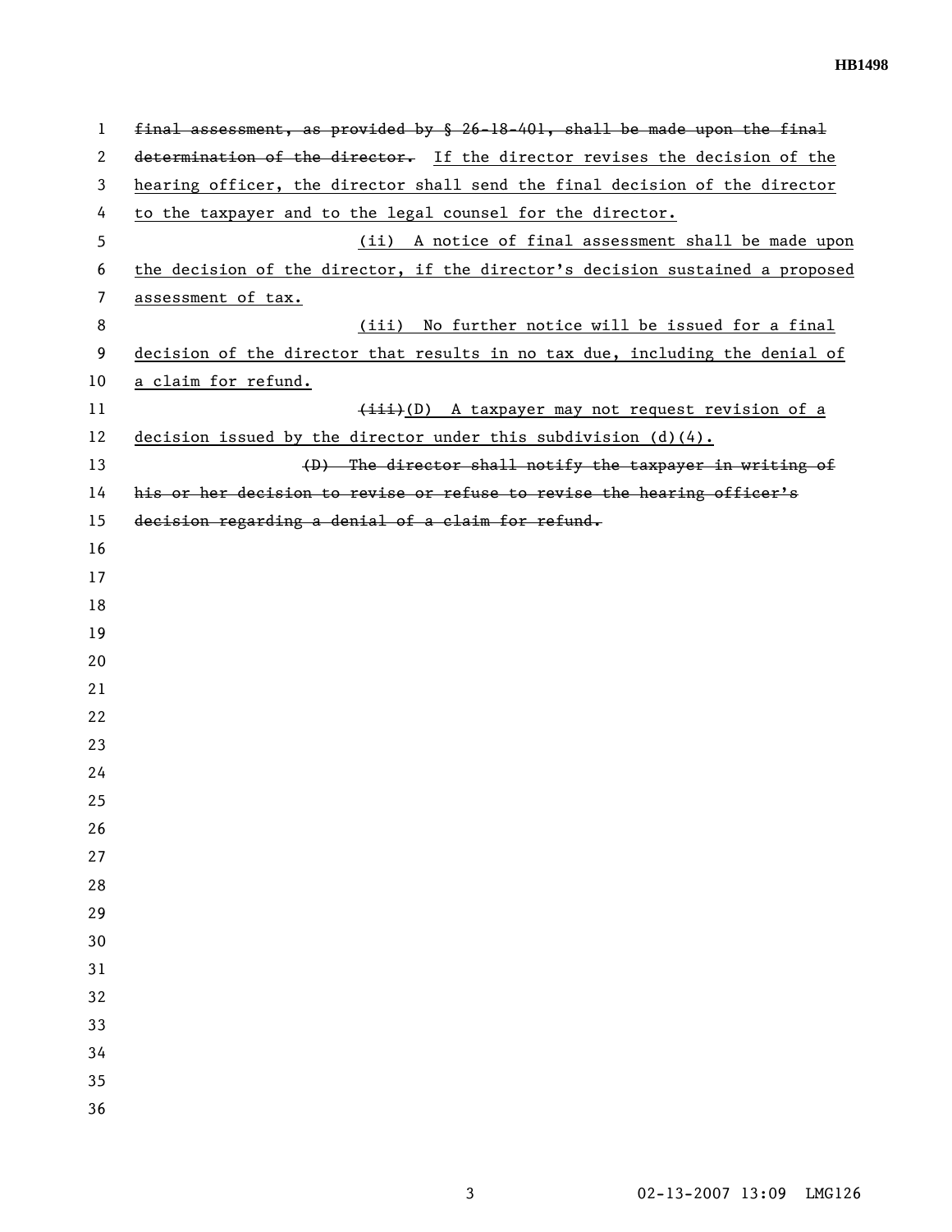~~final assessment, as provided by § 26-18-401, shall be made upon the final determination of the director.~~ If the director revises the decision of the hearing officer, the director shall send the final decision of the director to the taxpayer and to the legal counsel for the director.

(ii) A notice of final assessment shall be made upon the decision of the director, if the director's decision sustained a proposed assessment of tax.

(iii) No further notice will be issued for a final decision of the director that results in no tax due, including the denial of a claim for refund.

~~(iii)~~(D) A taxpayer may not request revision of a decision issued by the director under this subdivision (d)(4).

~~(D) The director shall notify the taxpayer in writing of his or her decision to revise or refuse to revise the hearing officer's decision regarding a denial of a claim for refund.~~